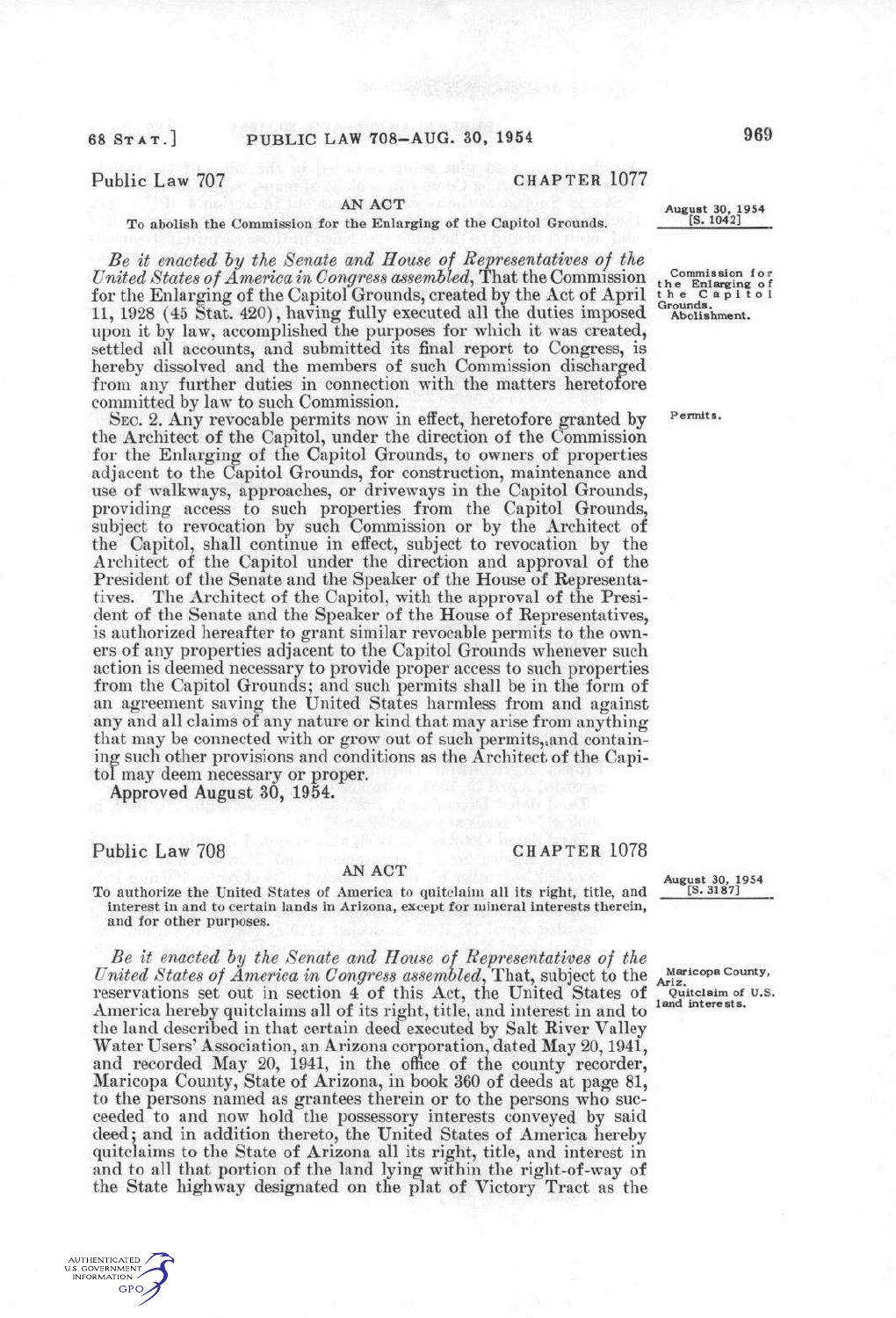## Public Law 707

**CHAPTER 1077**

AN ACT

To abolish the Commission for the Enlarging of the Capitol Grounds.

August 30, 1954
[S. 1042]

*Be it enacted by the Senate and House of Representatives of the United States of America in Congress assembled*, That the Commission for the Enlarging of the Capitol Grounds, created by the Act of April 11, 1928 (45 Stat. 420), having fully executed all the duties imposed upon it by law, accomplished the purposes for which it was created, settled all accounts, and submitted its final report to Congress, is hereby dissolved and the members of such Commission discharged from any further duties in connection with the matters heretofore committed by law to such Commission.

Commission for the Enlarging of the Capitol Grounds. Abolishment.

SEC. 2. Any revocable permits now in effect, heretofore granted by the Architect of the Capitol, under the direction of the Commission for the Enlarging of the Capitol Grounds, to owners of properties adjacent to the Capitol Grounds, for construction, maintenance and use of walkways, approaches, or driveways in the Capitol Grounds, providing access to such properties from the Capitol Grounds, subject to revocation by such Commission or by the Architect of the Capitol, shall continue in effect, subject to revocation by the Architect of the Capitol under the direction and approval of the President of the Senate and the Speaker of the House of Representatives. The Architect of the Capitol, with the approval of the President of the Senate and the Speaker of the House of Representatives, is authorized hereafter to grant similar revocable permits to the owners of any properties adjacent to the Capitol Grounds whenever such action is deemed necessary to provide proper access to such properties from the Capitol Grounds; and such permits shall be in the form of an agreement saving the United States harmless from and against any and all claims of any nature or kind that may arise from anything that may be connected with or grow out of such permits, and containing such other provisions and conditions as the Architect of the Capitol may deem necessary or proper.

Permits.

Approved August 30, 1954.

## Public Law 708

**CHAPTER 1078**

AN ACT

To authorize the United States of America to quitclaim all its right, title, and interest in and to certain lands in Arizona, except for mineral interests therein, and for other purposes.

August 30, 1954
[S. 3187]

*Be it enacted by the Senate and House of Representatives of the United States of America in Congress assembled*, That, subject to the reservations set out in section 4 of this Act, the United States of America hereby quitclaims all of its right, title, and interest in and to the land described in that certain deed executed by Salt River Valley Water Users' Association, an Arizona corporation, dated May 20, 1941, and recorded May 20, 1941, in the office of the county recorder, Maricopa County, State of Arizona, in book 360 of deeds at page 81, to the persons named as grantees therein or to the persons who succeeded to and now hold the possessory interests conveyed by said deed; and in addition thereto, the United States of America hereby quitclaims to the State of Arizona all its right, title, and interest in and to all that portion of the land lying within the right-of-way of the State highway designated on the plat of Victory Tract as the

Maricopa County, Ariz. Quitclaim of U.S. land interests.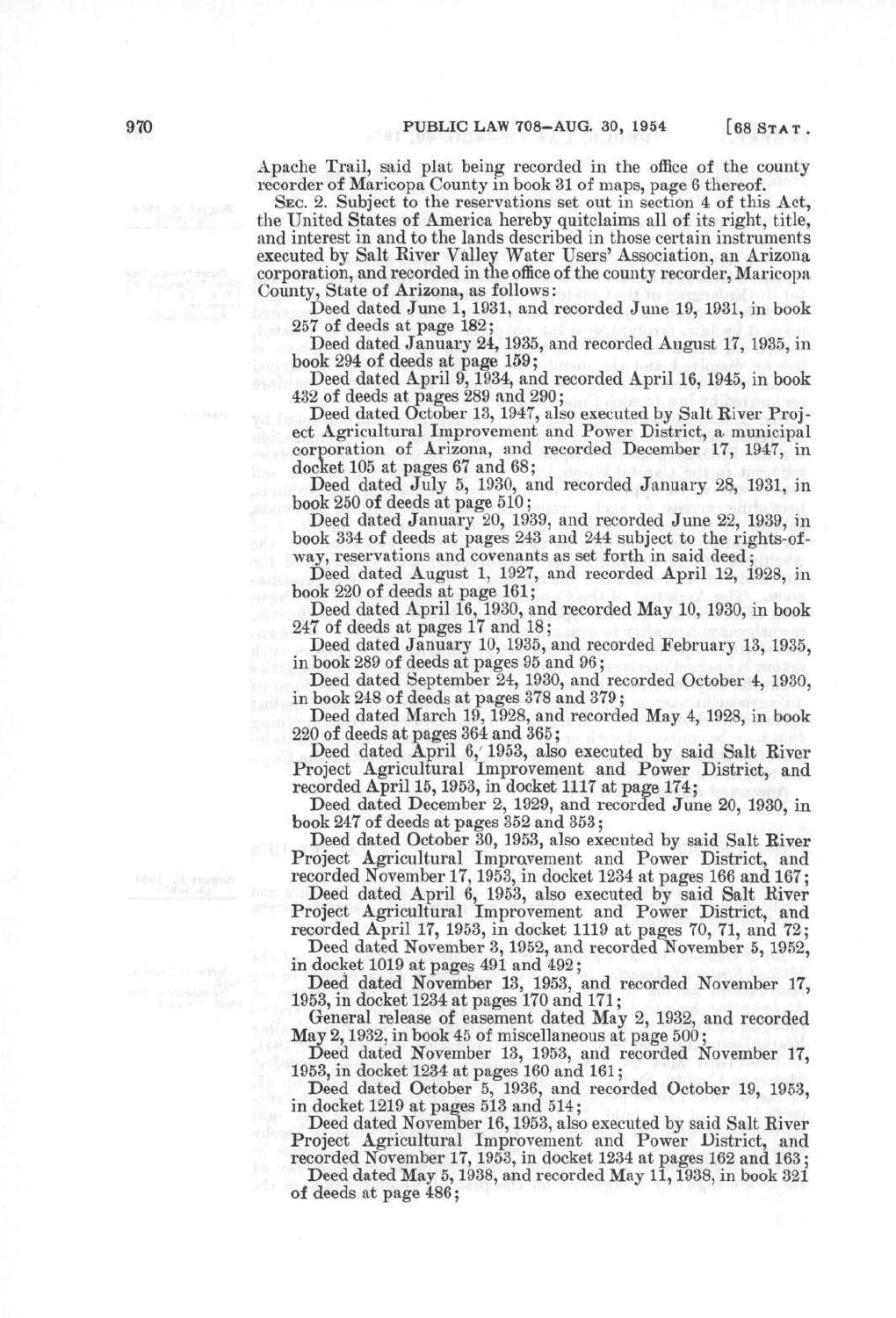Apache Trail, said plat being recorded in the office of the county recorder of Maricopa County in book 31 of maps, page 6 thereof.

SEC. 2. Subject to the reservations set out in section 4 of this Act, the United States of America hereby quitclaims all of its right, title, and interest in and to the lands described in those certain instruments executed by Salt River Valley Water Users' Association, an Arizona corporation, and recorded in the office of the county recorder, Maricopa County, State of Arizona, as follows:

Deed dated June 1, 1931, and recorded June 19, 1931, in book 257 of deeds at page 182;

Deed dated January 24, 1935, and recorded August 17, 1935, in book 294 of deeds at page 159;

Deed dated April 9, 1934, and recorded April 16, 1945, in book 432 of deeds at pages 289 and 290;

Deed dated October 13, 1947, also executed by Salt River Project Agricultural Improvement and Power District, a municipal corporation of Arizona, and recorded December 17, 1947, in docket 105 at pages 67 and 68;

Deed dated July 5, 1930, and recorded January 28, 1931, in book 250 of deeds at page 510;

Deed dated January 20, 1939, and recorded June 22, 1939, in book 334 of deeds at pages 243 and 244 subject to the rights-of-way, reservations and covenants as set forth in said deed;

Deed dated August 1, 1927, and recorded April 12, 1928, in book 220 of deeds at page 161;

Deed dated April 16, 1930, and recorded May 10, 1930, in book 247 of deeds at pages 17 and 18;

Deed dated January 10, 1935, and recorded February 13, 1935, in book 289 of deeds at pages 95 and 96;

Deed dated September 24, 1930, and recorded October 4, 1930, in book 248 of deeds at pages 378 and 379;

Deed dated March 19, 1928, and recorded May 4, 1928, in book 220 of deeds at pages 364 and 365;

Deed dated April 6, 1953, also executed by said Salt River Project Agricultural Improvement and Power District, and recorded April 15, 1953, in docket 1117 at page 174;

Deed dated December 2, 1929, and recorded June 20, 1930, in book 247 of deeds at pages 352 and 353;

Deed dated October 30, 1953, also executed by said Salt River Project Agricultural Improvement and Power District, and recorded November 17, 1953, in docket 1234 at pages 166 and 167;

Deed dated April 6, 1953, also executed by said Salt River Project Agricultural Improvement and Power District, and recorded April 17, 1953, in docket 1119 at pages 70, 71, and 72;

Deed dated November 3, 1952, and recorded November 5, 1952, in docket 1019 at pages 491 and 492;

Deed dated November 13, 1953, and recorded November 17, 1953, in docket 1234 at pages 170 and 171;

General release of easement dated May 2, 1932, and recorded May 2, 1932, in book 45 of miscellaneous at page 500;

Deed dated November 13, 1953, and recorded November 17, 1953, in docket 1234 at pages 160 and 161;

Deed dated October 5, 1936, and recorded October 19, 1953, in docket 1219 at pages 513 and 514;

Deed dated November 16, 1953, also executed by said Salt River Project Agricultural Improvement and Power District, and recorded November 17, 1953, in docket 1234 at pages 162 and 163;

Deed dated May 5, 1938, and recorded May 11, 1938, in book 321 of deeds at page 486;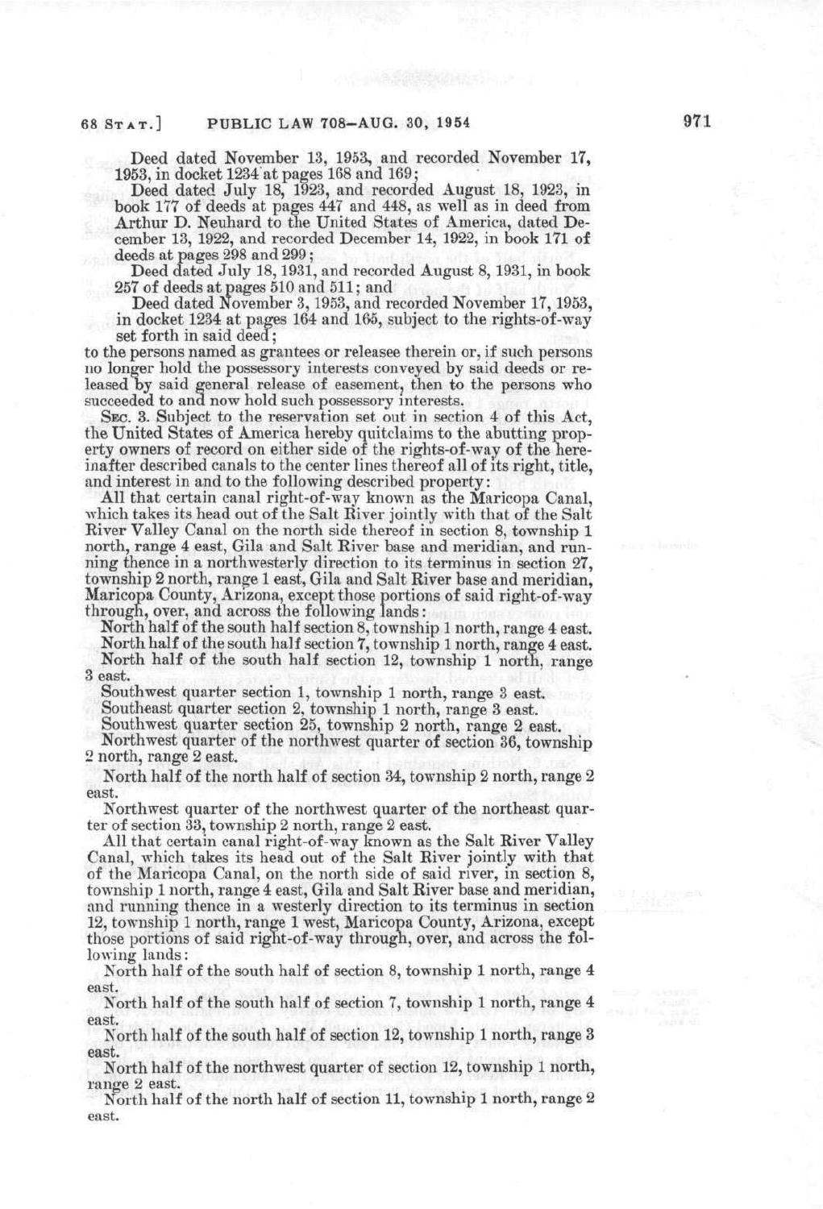Deed dated November 13, 1953, and recorded November 17, 1953, in docket 1234 at pages 168 and 169;

Deed dated July 18, 1923, and recorded August 18, 1923, in book 177 of deeds at pages 447 and 448, as well as in deed from Arthur D. Neuhard to the United States of America, dated December 13, 1922, and recorded December 14, 1922, in book 171 of deeds at pages 298 and 299;

Deed dated July 18, 1931, and recorded August 8, 1931, in book 257 of deeds at pages 510 and 511; and

Deed dated November 3, 1953, and recorded November 17, 1953, in docket 1234 at pages 164 and 165, subject to the rights-of-way set forth in said deed;

to the persons named as grantees or releasee therein or, if such persons no longer hold the possessory interests conveyed by said deeds or released by said general release of easement, then to the persons who succeeded to and now hold such possessory interests.

SEC. 3. Subject to the reservation set out in section 4 of this Act, the United States of America hereby quitclaims to the abutting property owners of record on either side of the rights-of-way of the hereinafter described canals to the center lines thereof all of its right, title, and interest in and to the following described property:

All that certain canal right-of-way known as the Maricopa Canal, which takes its head out of the Salt River jointly with that of the Salt River Valley Canal on the north side thereof in section 8, township 1 north, range 4 east, Gila and Salt River base and meridian, and running thence in a northwesterly direction to its terminus in section 27, township 2 north, range 1 east, Gila and Salt River base and meridian, Maricopa County, Arizona, except those portions of said right-of-way through, over, and across the following lands:

North half of the south half section 8, township 1 north, range 4 east.

North half of the south half section 7, township 1 north, range 4 east.

North half of the south half section 12, township 1 north, range 3 east.

Southwest quarter section 1, township 1 north, range 3 east.

Southeast quarter section 2, township 1 north, range 3 east.

Southwest quarter section 25, township 2 north, range 2 east.

Northwest quarter of the northwest quarter of section 36, township 2 north, range 2 east.

North half of the north half of section 34, township 2 north, range 2 east.

Northwest quarter of the northwest quarter of the northeast quarter of section 33, township 2 north, range 2 east.

All that certain canal right-of-way known as the Salt River Valley Canal, which takes its head out of the Salt River jointly with that of the Maricopa Canal, on the north side of said river, in section 8, township 1 north, range 4 east, Gila and Salt River base and meridian, and running thence in a westerly direction to its terminus in section 12, township 1 north, range 1 west, Maricopa County, Arizona, except those portions of said right-of-way through, over, and across the following lands:

North half of the south half of section 8, township 1 north, range 4 east.

North half of the south half of section 7, township 1 north, range 4 east.

North half of the south half of section 12, township 1 north, range 3 east.

North half of the northwest quarter of section 12, township 1 north, range 2 east.

North half of the north half of section 11, township 1 north, range 2 east.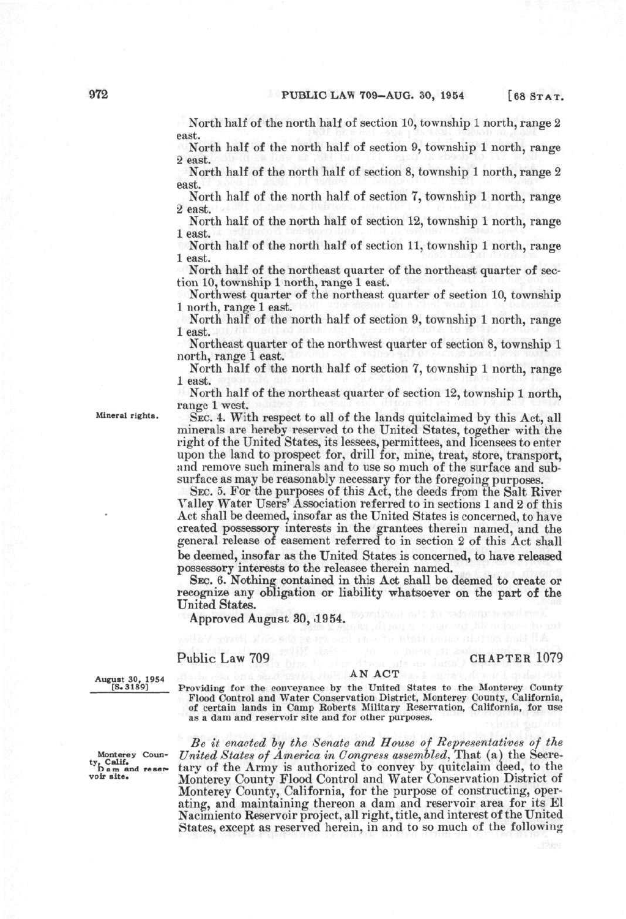North half of the north half of section 10, township 1 north, range 2 east.

North half of the north half of section 9, township 1 north, range 2 east.

North half of the north half of section 8, township 1 north, range 2 east.

North half of the north half of section 7, township 1 north, range 2 east.

North half of the north half of section 12, township 1 north, range 1 east.

North half of the north half of section 11, township 1 north, range 1 east.

North half of the northeast quarter of the northeast quarter of section 10, township 1 north, range 1 east.

Northwest quarter of the northeast quarter of section 10, township 1 north, range 1 east.

North half of the north half of section 9, township 1 north, range 1 east.

Northeast quarter of the northwest quarter of section 8, township 1 north, range 1 east.

North half of the north half of section 7, township 1 north, range 1 east.

North half of the northeast quarter of section 12, township 1 north, range 1 west.

Mineral rights.

SEC. 4. With respect to all of the lands quitclaimed by this Act, all minerals are hereby reserved to the United States, together with the right of the United States, its lessees, permittees, and licensees to enter upon the land to prospect for, drill for, mine, treat, store, transport, and remove such minerals and to use so much of the surface and subsurface as may be reasonably necessary for the foregoing purposes.

SEC. 5. For the purposes of this Act, the deeds from the Salt River Valley Water Users' Association referred to in sections 1 and 2 of this Act shall be deemed, insofar as the United States is concerned, to have created possessory interests in the grantees therein named, and the general release of easement referred to in section 2 of this Act shall be deemed, insofar as the United States is concerned, to have released possessory interests to the releasee therein named.

SEC. 6. Nothing contained in this Act shall be deemed to create or recognize any obligation or liability whatsoever on the part of the United States.

Approved August 30, 1954.

Public Law 709 — CHAPTER 1079

August 30, 1954 [S. 3189]

AN ACT

Providing for the conveyance by the United States to the Monterey County Flood Control and Water Conservation District, Monterey County, California, of certain lands in Camp Roberts Military Reservation, California, for use as a dam and reservoir site and for other purposes.

Monterey County, Calif. Dam and reservoir site.

*Be it enacted by the Senate and House of Representatives of the United States of America in Congress assembled*, That (a) the Secretary of the Army is authorized to convey by quitclaim deed, to the Monterey County Flood Control and Water Conservation District of Monterey County, California, for the purpose of constructing, operating, and maintaining thereon a dam and reservoir area for its El Nacimiento Reservoir project, all right, title, and interest of the United States, except as reserved herein, in and to so much of the following